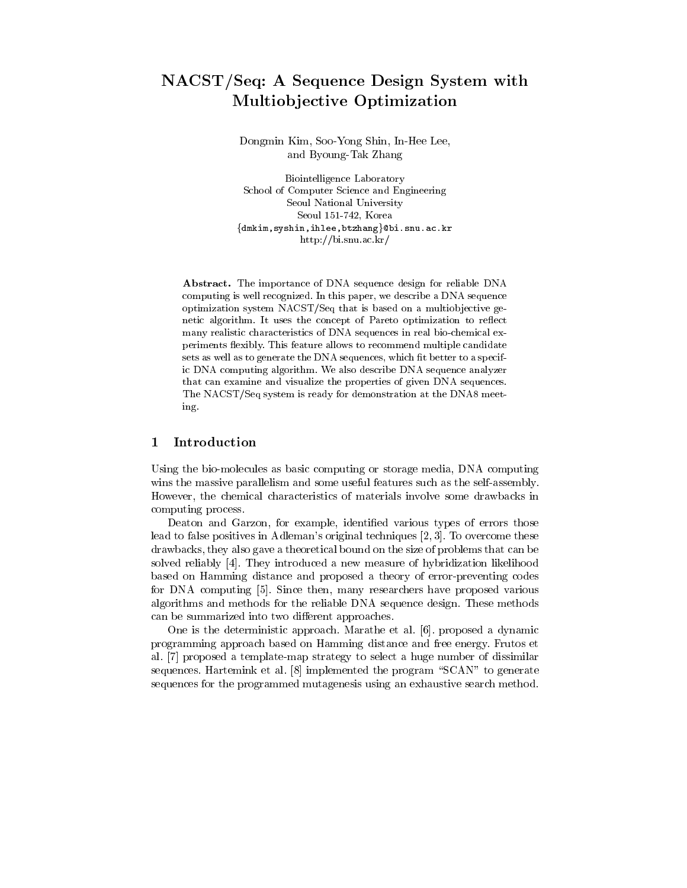# NACST/Seq: A Sequence Design System with Multiobjective Optimization

Dongmin Kim, Soo-Yong Shin, In-Hee Lee, and Byoung-Tak Zhang

Biointelligence Laboratory
School of Computer Science and Engineering
Seoul National University
Seoul 151-742, Korea
{dmkim,syshin,ihlee,btzhang}@bi.snu.ac.kr
http://bi.snu.ac.kr/

**Abstract.** The importance of DNA sequence design for reliable DNA computing is well recognized. In this paper, we describe a DNA sequence optimization system NACST/Seq that is based on a multiobjective genetic algorithm. It uses the concept of Pareto optimization to reflect many realistic characteristics of DNA sequences in real bio-chemical experiments flexibly. This feature allows to recommend multiple candidate sets as well as to generate the DNA sequences, which fit better to a specific DNA computing algorithm. We also describe DNA sequence analyzer that can examine and visualize the properties of given DNA sequences. The NACST/Seq system is ready for demonstration at the DNA8 meeting.

## 1 Introduction

Using the bio-molecules as basic computing or storage media, DNA computing wins the massive parallelism and some useful features such as the self-assembly. However, the chemical characteristics of materials involve some drawbacks in computing process.

Deaton and Garzon, for example, identified various types of errors those lead to false positives in Adleman's original techniques [2, 3]. To overcome these drawbacks, they also gave a theoretical bound on the size of problems that can be solved reliably [4]. They introduced a new measure of hybridization likelihood based on Hamming distance and proposed a theory of error-preventing codes for DNA computing [5]. Since then, many researchers have proposed various algorithms and methods for the reliable DNA sequence design. These methods can be summarized into two different approaches.

One is the deterministic approach. Marathe et al. [6]. proposed a dynamic programming approach based on Hamming distance and free energy. Frutos et al. [7] proposed a template-map strategy to select a huge number of dissimilar sequences. Hartemink et al. [8] implemented the program "SCAN" to generate sequences for the programmed mutagenesis using an exhaustive search method.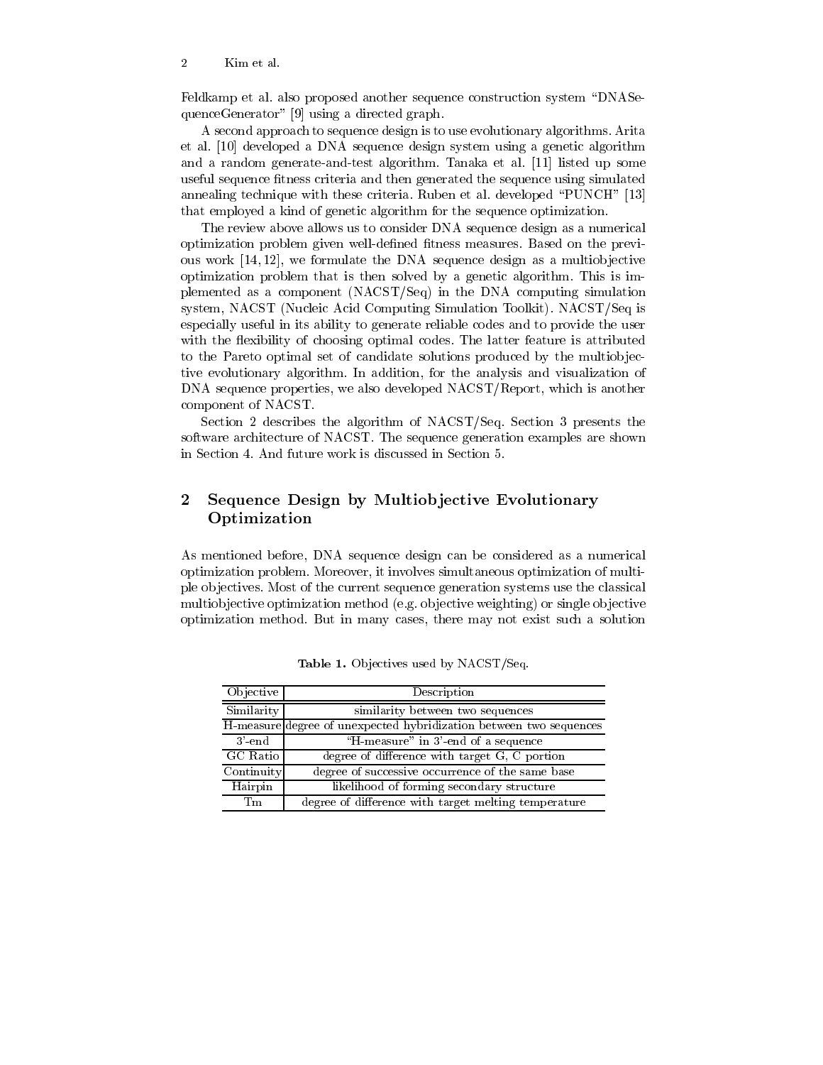Feldkamp et al. also proposed another sequence construction system "DNASequenceGenerator" [9] using a directed graph.

A second approach to sequence design is to use evolutionary algorithms. Arita et al. [10] developed a DNA sequence design system using a genetic algorithm and a random generate-and-test algorithm. Tanaka et al. [11] listed up some useful sequence fitness criteria and then generated the sequence using simulated annealing technique with these criteria. Ruben et al. developed "PUNCH" [13] that employed a kind of genetic algorithm for the sequence optimization.

The review above allows us to consider DNA sequence design as a numerical optimization problem given well-defined fitness measures. Based on the previous work [14, 12], we formulate the DNA sequence design as a multiobjective optimization problem that is then solved by a genetic algorithm. This is implemented as a component (NACST/Seq) in the DNA computing simulation system, NACST (Nucleic Acid Computing Simulation Toolkit). NACST/Seq is especially useful in its ability to generate reliable codes and to provide the user with the flexibility of choosing optimal codes. The latter feature is attributed to the Pareto optimal set of candidate solutions produced by the multiobjective evolutionary algorithm. In addition, for the analysis and visualization of DNA sequence properties, we also developed NACST/Report, which is another component of NACST.

Section 2 describes the algorithm of NACST/Seq. Section 3 presents the software architecture of NACST. The sequence generation examples are shown in Section 4. And future work is discussed in Section 5.

## 2 Sequence Design by Multiobjective Evolutionary Optimization

As mentioned before, DNA sequence design can be considered as a numerical optimization problem. Moreover, it involves simultaneous optimization of multiple objectives. Most of the current sequence generation systems use the classical multiobjective optimization method (e.g. objective weighting) or single objective optimization method. But in many cases, there may not exist such a solution

**Table 1.** Objectives used by NACST/Seq.

| Objective | Description |
|---|---|
| Similarity | similarity between two sequences |
| H-measure | degree of unexpected hybridization between two sequences |
| 3'-end | "H-measure" in 3'-end of a sequence |
| GC Ratio | degree of difference with target G, C portion |
| Continuity | degree of successive occurrence of the same base |
| Hairpin | likelihood of forming secondary structure |
| Tm | degree of difference with target melting temperature |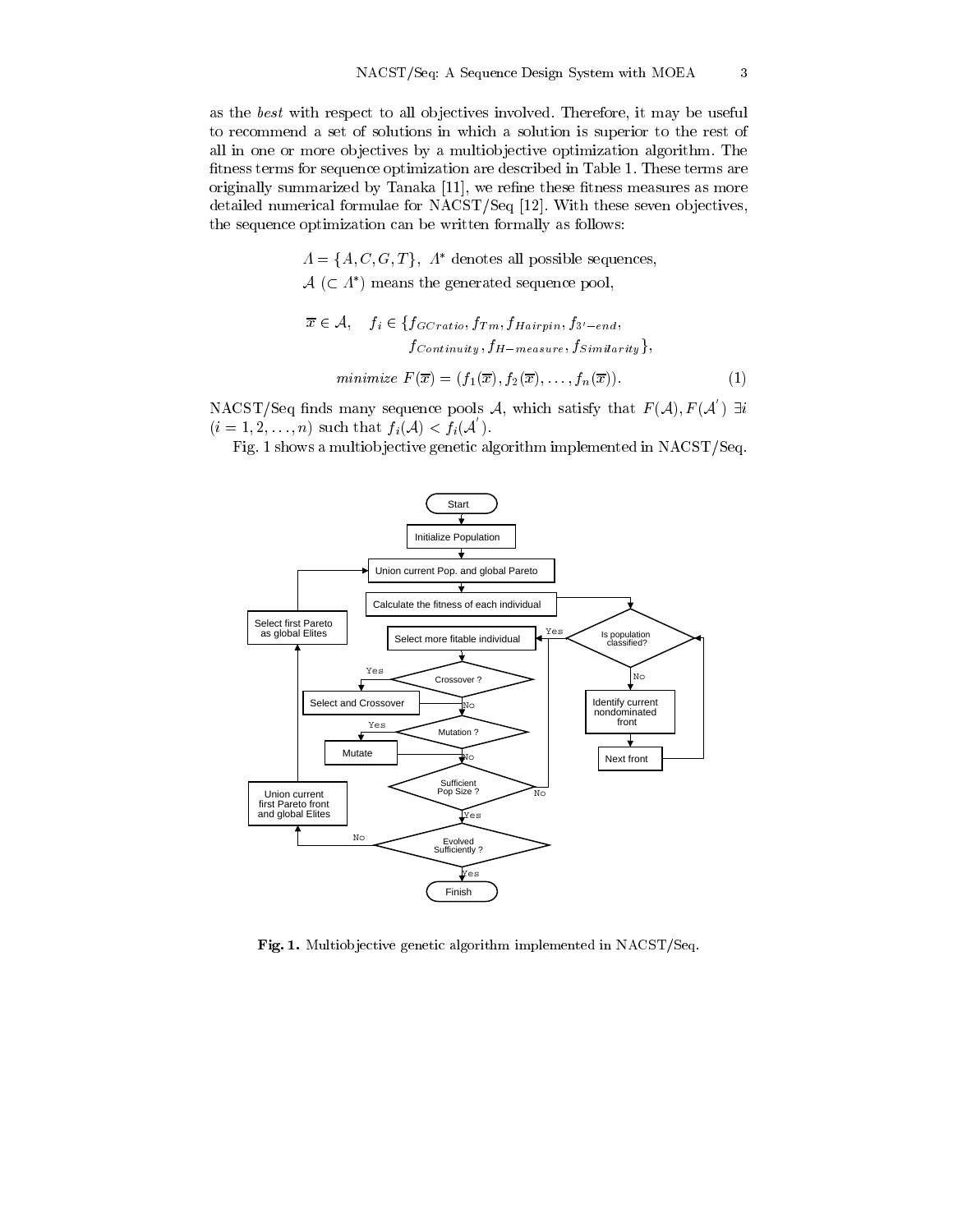as the *best* with respect to all objectives involved. Therefore, it may be useful to recommend a set of solutions in which a solution is superior to the rest of all in one or more objectives by a multiobjective optimization algorithm. The fitness terms for sequence optimization are described in Table 1. These terms are originally summarized by Tanaka [11], we refine these fitness measures as more detailed numerical formulae for NACST/Seq [12]. With these seven objectives, the sequence optimization can be written formally as follows:

$$\Lambda = \{A, C, G, T\},\ \Lambda^* \text{ denotes all possible sequences,}$$
$$\mathcal{A}\ (\subset \Lambda^*) \text{ means the generated sequence pool,}$$

$$\overline{x} \in \mathcal{A}, \quad f_i \in \{f_{GCratio}, f_{Tm}, f_{Hairpin}, f_{3'-end}, f_{Continuity}, f_{H-measure}, f_{Similarity}\},$$

$$\textit{minimize}\ F(\overline{x}) = (f_1(\overline{x}), f_2(\overline{x}), \ldots, f_n(\overline{x})). \tag{1}$$

NACST/Seq finds many sequence pools $\mathcal{A}$, which satisfy that $F(\mathcal{A}), F(\mathcal{A}')$ $\exists i$ $(i = 1, 2, \ldots, n)$ such that $f_i(\mathcal{A}) < f_i(\mathcal{A}')$.

Fig. 1 shows a multiobjective genetic algorithm implemented in NACST/Seq.

**Fig. 1.** Multiobjective genetic algorithm implemented in NACST/Seq.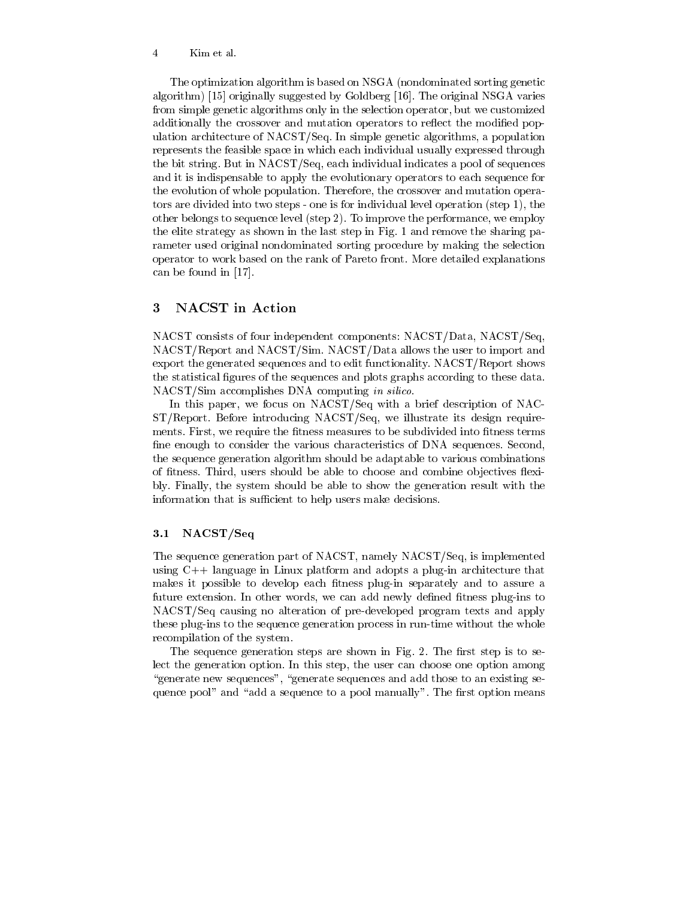The optimization algorithm is based on NSGA (nondominated sorting genetic algorithm) [15] originally suggested by Goldberg [16]. The original NSGA varies from simple genetic algorithms only in the selection operator, but we customized additionally the crossover and mutation operators to reflect the modified population architecture of NACST/Seq. In simple genetic algorithms, a population represents the feasible space in which each individual usually expressed through the bit string. But in NACST/Seq, each individual indicates a pool of sequences and it is indispensable to apply the evolutionary operators to each sequence for the evolution of whole population. Therefore, the crossover and mutation operators are divided into two steps - one is for individual level operation (step 1), the other belongs to sequence level (step 2). To improve the performance, we employ the elite strategy as shown in the last step in Fig. 1 and remove the sharing parameter used original nondominated sorting procedure by making the selection operator to work based on the rank of Pareto front. More detailed explanations can be found in [17].

## 3 NACST in Action

NACST consists of four independent components: NACST/Data, NACST/Seq, NACST/Report and NACST/Sim. NACST/Data allows the user to import and export the generated sequences and to edit functionality. NACST/Report shows the statistical figures of the sequences and plots graphs according to these data. NACST/Sim accomplishes DNA computing *in silico*.

In this paper, we focus on NACST/Seq with a brief description of NACST/Report. Before introducing NACST/Seq, we illustrate its design requirements. First, we require the fitness measures to be subdivided into fitness terms fine enough to consider the various characteristics of DNA sequences. Second, the sequence generation algorithm should be adaptable to various combinations of fitness. Third, users should be able to choose and combine objectives flexibly. Finally, the system should be able to show the generation result with the information that is sufficient to help users make decisions.

### 3.1 NACST/Seq

The sequence generation part of NACST, namely NACST/Seq, is implemented using C++ language in Linux platform and adopts a plug-in architecture that makes it possible to develop each fitness plug-in separately and to assure a future extension. In other words, we can add newly defined fitness plug-ins to NACST/Seq causing no alteration of pre-developed program texts and apply these plug-ins to the sequence generation process in run-time without the whole recompilation of the system.

The sequence generation steps are shown in Fig. 2. The first step is to select the generation option. In this step, the user can choose one option among "generate new sequences", "generate sequences and add those to an existing sequence pool" and "add a sequence to a pool manually". The first option means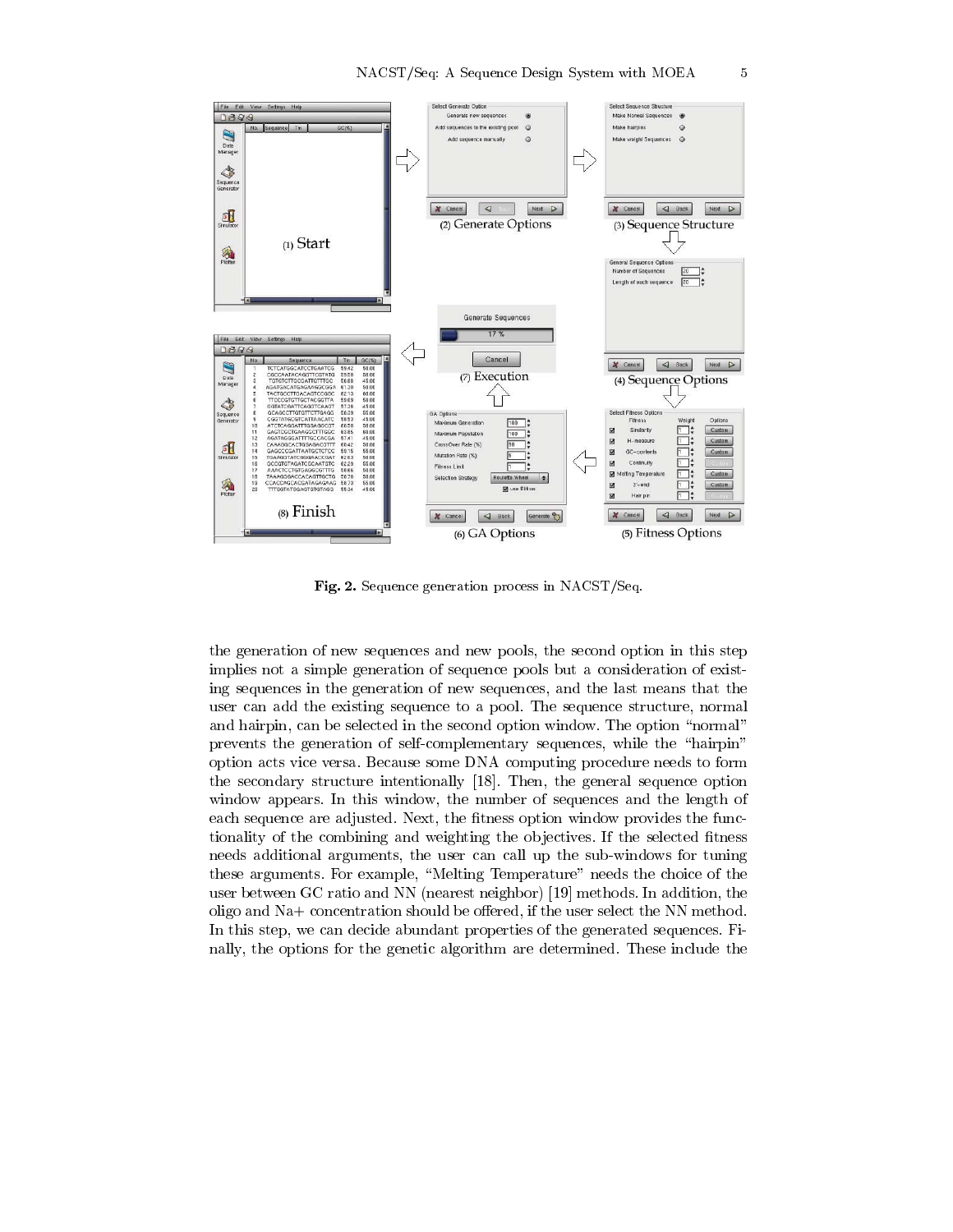Fig. 2. Sequence generation process in NACST/Seq.

the generation of new sequences and new pools, the second option in this step implies not a simple generation of sequence pools but a consideration of existing sequences in the generation of new sequences, and the last means that the user can add the existing sequence to a pool. The sequence structure, normal and hairpin, can be selected in the second option window. The option "normal" prevents the generation of self-complementary sequences, while the "hairpin" option acts vice versa. Because some DNA computing procedure needs to form the secondary structure intentionally [18]. Then, the general sequence option window appears. In this window, the number of sequences and the length of each sequence are adjusted. Next, the fitness option window provides the functionality of the combining and weighting the objectives. If the selected fitness needs additional arguments, the user can call up the sub-windows for tuning these arguments. For example, "Melting Temperature" needs the choice of the user between GC ratio and NN (nearest neighbor) [19] methods. In addition, the oligo and Na+ concentration should be offered, if the user select the NN method. In this step, we can decide abundant properties of the generated sequences. Finally, the options for the genetic algorithm are determined. These include the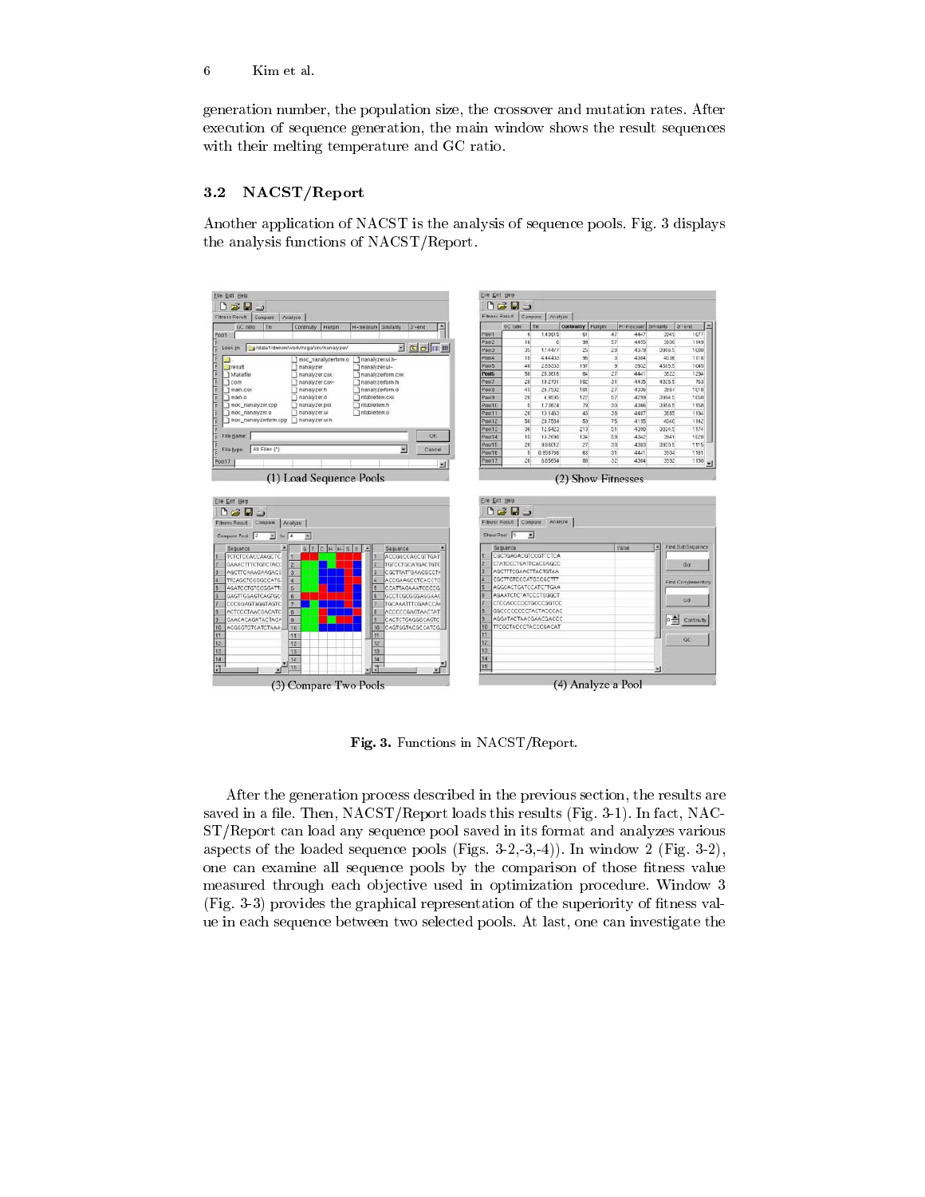generation number, the population size, the crossover and mutation rates. After execution of sequence generation, the main window shows the result sequences with their melting temperature and GC ratio.

### 3.2 NACST/Report

Another application of NACST is the analysis of sequence pools. Fig. 3 displays the analysis functions of NACST/Report.

(1) Load Sequence Pools

(2) Show Fitnesses

(3) Compare Two Pools

(4) Analyze a Pool

**Fig. 3.** Functions in NACST/Report.

After the generation process described in the previous section, the results are saved in a file. Then, NACST/Report loads this results (Fig. 3-1). In fact, NACST/Report can load any sequence pool saved in its format and analyzes various aspects of the loaded sequence pools (Figs. 3-2,-3,-4)). In window 2 (Fig. 3-2), one can examine all sequence pools by the comparison of those fitness value measured through each objective used in optimization procedure. Window 3 (Fig. 3-3) provides the graphical representation of the superiority of fitness value in each sequence between two selected pools. At last, one can investigate the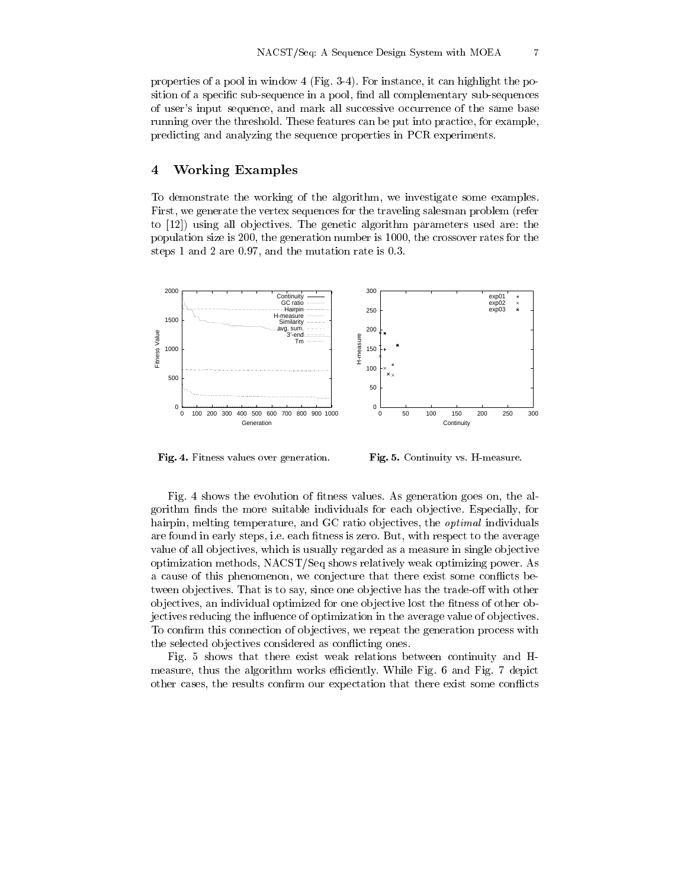properties of a pool in window 4 (Fig. 3-4). For instance, it can highlight the position of a specific sub-sequence in a pool, find all complementary sub-sequences of user's input sequence, and mark all successive occurrence of the same base running over the threshold. These features can be put into practice, for example, predicting and analyzing the sequence properties in PCR experiments.

## 4 Working Examples

To demonstrate the working of the algorithm, we investigate some examples. First, we generate the vertex sequences for the traveling salesman problem (refer to [12]) using all objectives. The genetic algorithm parameters used are: the population size is 200, the generation number is 1000, the crossover rates for the steps 1 and 2 are 0.97, and the mutation rate is 0.3.

**Fig. 4.** Fitness values over generation.

**Fig. 5.** Continuity vs. H-measure.

Fig. 4 shows the evolution of fitness values. As generation goes on, the algorithm finds the more suitable individuals for each objective. Especially, for hairpin, melting temperature, and GC ratio objectives, the *optimal* individuals are found in early steps, i.e. each fitness is zero. But, with respect to the average value of all objectives, which is usually regarded as a measure in single objective optimization methods, NACST/Seq shows relatively weak optimizing power. As a cause of this phenomenon, we conjecture that there exist some conflicts between objectives. That is to say, since one objective has the trade-off with other objectives, an individual optimized for one objective lost the fitness of other objectives reducing the influence of optimization in the average value of objectives. To confirm this connection of objectives, we repeat the generation process with the selected objectives considered as conflicting ones.

Fig. 5 shows that there exist weak relations between continuity and H-measure, thus the algorithm works efficiently. While Fig. 6 and Fig. 7 depict other cases, the results confirm our expectation that there exist some conflicts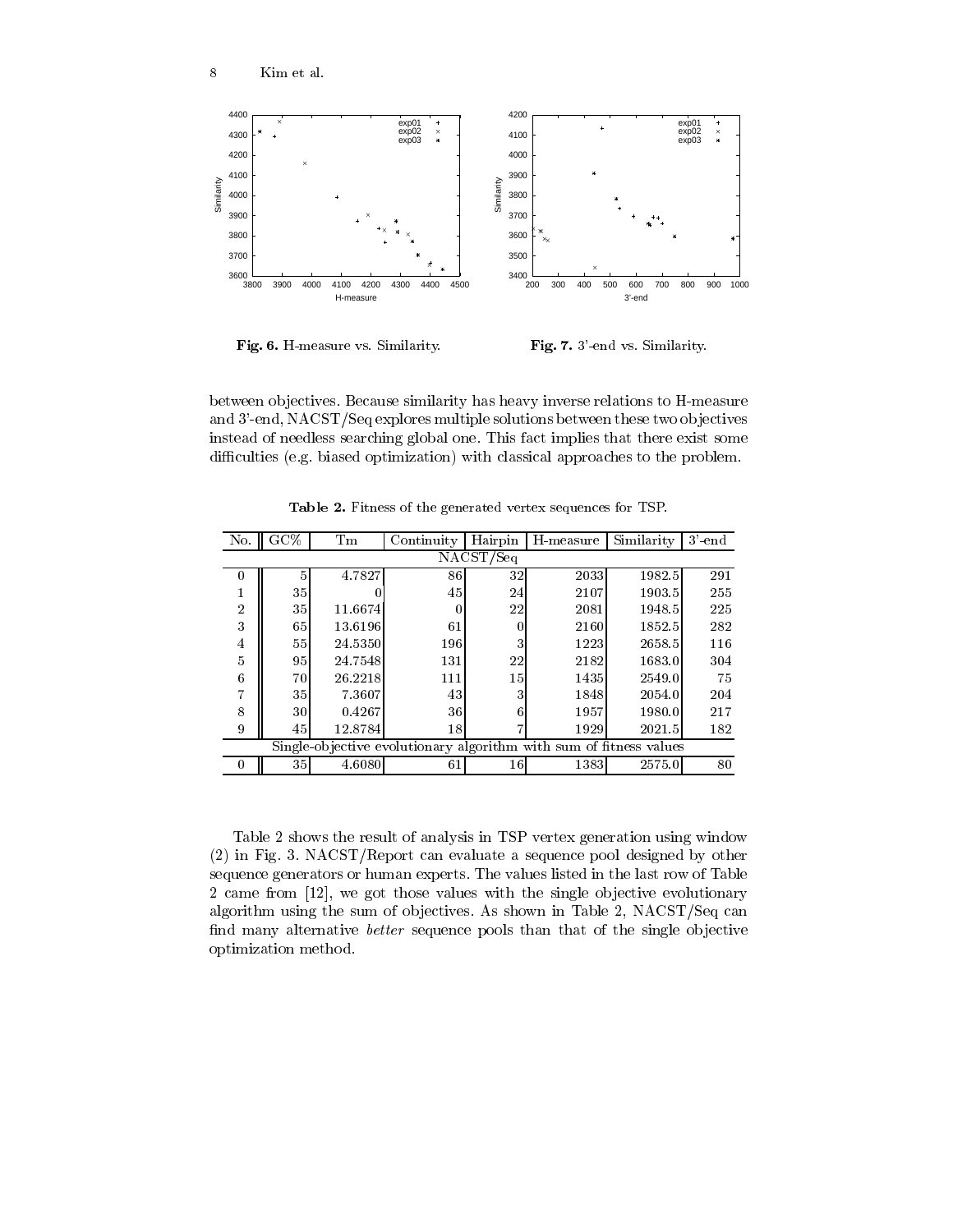**Fig. 6.** H-measure vs. Similarity.

**Fig. 7.** 3'-end vs. Similarity.

between objectives. Because similarity has heavy inverse relations to H-measure and 3'-end, NACST/Seq explores multiple solutions between these two objectives instead of needless searching global one. This fact implies that there exist some difficulties (e.g. biased optimization) with classical approaches to the problem.

**Table 2.** Fitness of the generated vertex sequences for TSP.

| No. | GC% | Tm | Continuity | Hairpin | H-measure | Similarity | 3'-end |
|---|---|---|---|---|---|---|---|
| NACST/Seq | | | | | | | |
| 0 | 5 | 4.7827 | 86 | 32 | 2033 | 1982.5 | 291 |
| 1 | 35 | 0 | 45 | 24 | 2107 | 1903.5 | 255 |
| 2 | 35 | 11.6674 | 0 | 22 | 2081 | 1948.5 | 225 |
| 3 | 65 | 13.6196 | 61 | 0 | 2160 | 1852.5 | 282 |
| 4 | 55 | 24.5350 | 196 | 3 | 1223 | 2658.5 | 116 |
| 5 | 95 | 24.7548 | 131 | 22 | 2182 | 1683.0 | 304 |
| 6 | 70 | 26.2218 | 111 | 15 | 1435 | 2549.0 | 75 |
| 7 | 35 | 7.3607 | 43 | 3 | 1848 | 2054.0 | 204 |
| 8 | 30 | 0.4267 | 36 | 6 | 1957 | 1980.0 | 217 |
| 9 | 45 | 12.8784 | 18 | 7 | 1929 | 2021.5 | 182 |
| Single-objective evolutionary algorithm with sum of fitness values | | | | | | | |
| 0 | 35 | 4.6080 | 61 | 16 | 1383 | 2575.0 | 80 |

Table 2 shows the result of analysis in TSP vertex generation using window (2) in Fig. 3. NACST/Report can evaluate a sequence pool designed by other sequence generators or human experts. The values listed in the last row of Table 2 came from [12], we got those values with the single objective evolutionary algorithm using the sum of objectives. As shown in Table 2, NACST/Seq can find many alternative *better* sequence pools than that of the single objective optimization method.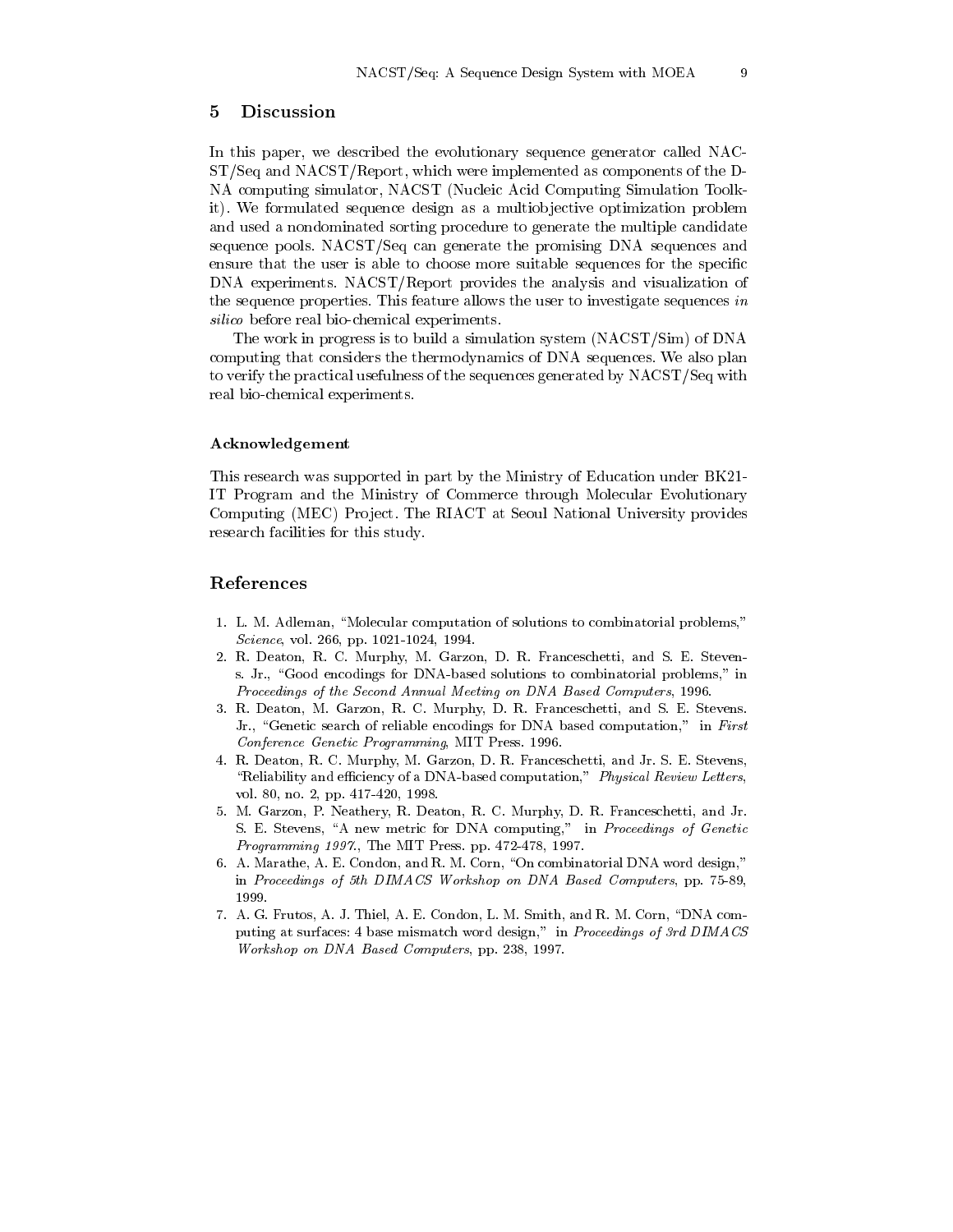## 5 Discussion

In this paper, we described the evolutionary sequence generator called NACST/Seq and NACST/Report, which were implemented as components of the DNA computing simulator, NACST (Nucleic Acid Computing Simulation Toolkit). We formulated sequence design as a multiobjective optimization problem and used a nondominated sorting procedure to generate the multiple candidate sequence pools. NACST/Seq can generate the promising DNA sequences and ensure that the user is able to choose more suitable sequences for the specific DNA experiments. NACST/Report provides the analysis and visualization of the sequence properties. This feature allows the user to investigate sequences *in silico* before real bio-chemical experiments.

The work in progress is to build a simulation system (NACST/Sim) of DNA computing that considers the thermodynamics of DNA sequences. We also plan to verify the practical usefulness of the sequences generated by NACST/Seq with real bio-chemical experiments.

#### Acknowledgement

This research was supported in part by the Ministry of Education under BK21-IT Program and the Ministry of Commerce through Molecular Evolutionary Computing (MEC) Project. The RIACT at Seoul National University provides research facilities for this study.

## References

1. L. M. Adleman, "Molecular computation of solutions to combinatorial problems," *Science*, vol. 266, pp. 1021-1024, 1994.
2. R. Deaton, R. C. Murphy, M. Garzon, D. R. Franceschetti, and S. E. Stevens. Jr., "Good encodings for DNA-based solutions to combinatorial problems," in *Proceedings of the Second Annual Meeting on DNA Based Computers*, 1996.
3. R. Deaton, M. Garzon, R. C. Murphy, D. R. Franceschetti, and S. E. Stevens. Jr., "Genetic search of reliable encodings for DNA based computation," in *First Conference Genetic Programming*, MIT Press. 1996.
4. R. Deaton, R. C. Murphy, M. Garzon, D. R. Franceschetti, and Jr. S. E. Stevens, "Reliability and efficiency of a DNA-based computation," *Physical Review Letters*, vol. 80, no. 2, pp. 417-420, 1998.
5. M. Garzon, P. Neathery, R. Deaton, R. C. Murphy, D. R. Franceschetti, and Jr. S. E. Stevens, "A new metric for DNA computing," in *Proceedings of Genetic Programming 1997.*, The MIT Press. pp. 472-478, 1997.
6. A. Marathe, A. E. Condon, and R. M. Corn, "On combinatorial DNA word design," in *Proceedings of 5th DIMACS Workshop on DNA Based Computers*, pp. 75-89, 1999.
7. A. G. Frutos, A. J. Thiel, A. E. Condon, L. M. Smith, and R. M. Corn, "DNA computing at surfaces: 4 base mismatch word design," in *Proceedings of 3rd DIMACS Workshop on DNA Based Computers*, pp. 238, 1997.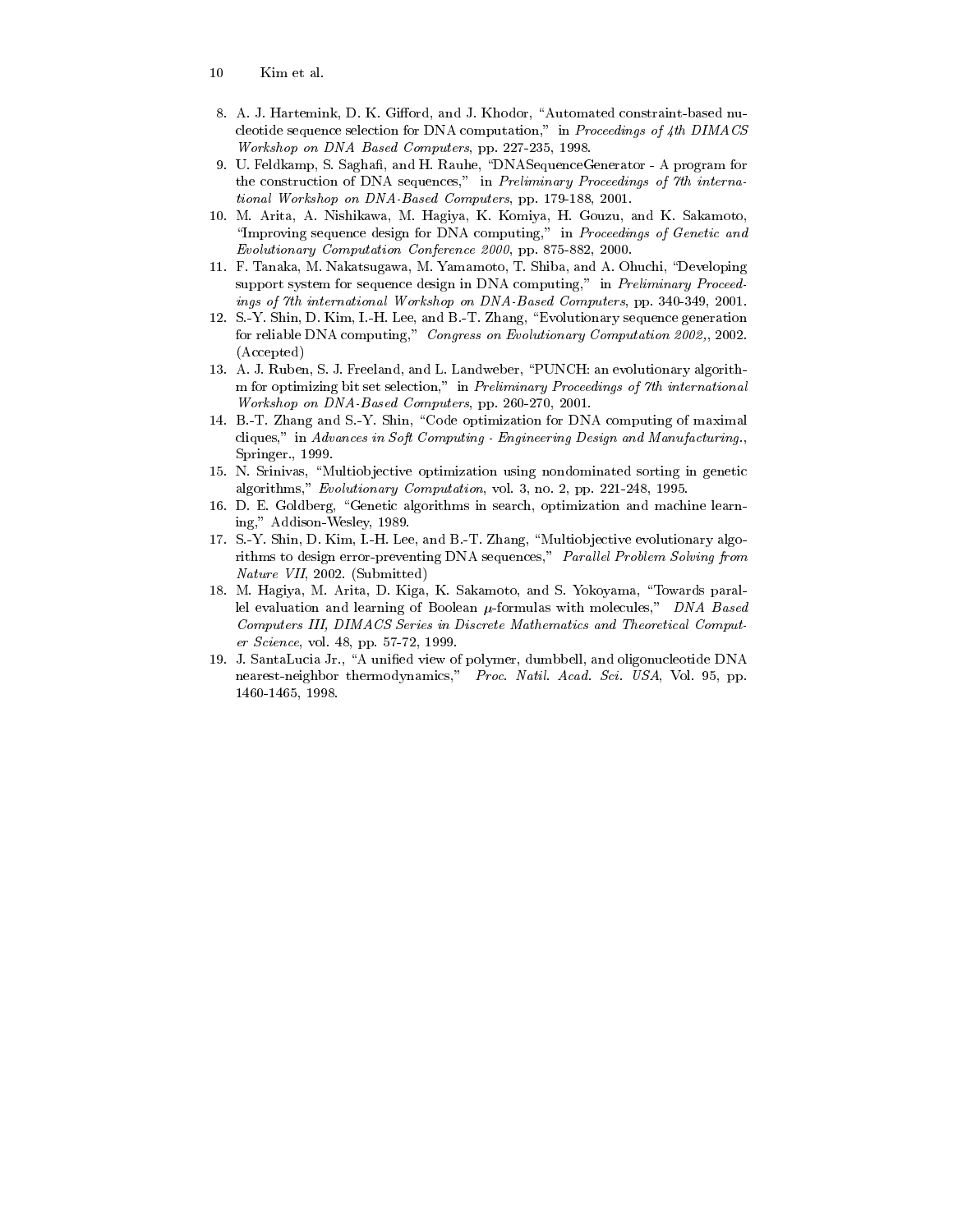8. A. J. Hartemink, D. K. Gifford, and J. Khodor, "Automated constraint-based nucleotide sequence selection for DNA computation," in *Proceedings of 4th DIMACS Workshop on DNA Based Computers*, pp. 227-235, 1998.
9. U. Feldkamp, S. Saghafi, and H. Rauhe, "DNASequenceGenerator - A program for the construction of DNA sequences," in *Preliminary Proceedings of 7th international Workshop on DNA-Based Computers*, pp. 179-188, 2001.
10. M. Arita, A. Nishikawa, M. Hagiya, K. Komiya, H. Gouzu, and K. Sakamoto, "Improving sequence design for DNA computing," in *Proceedings of Genetic and Evolutionary Computation Conference 2000*, pp. 875-882, 2000.
11. F. Tanaka, M. Nakatsugawa, M. Yamamoto, T. Shiba, and A. Ohuchi, "Developing support system for sequence design in DNA computing," in *Preliminary Proceedings of 7th international Workshop on DNA-Based Computers*, pp. 340-349, 2001.
12. S.-Y. Shin, D. Kim, I.-H. Lee, and B.-T. Zhang, "Evolutionary sequence generation for reliable DNA computing," *Congress on Evolutionary Computation 2002,*, 2002. (Accepted)
13. A. J. Ruben, S. J. Freeland, and L. Landweber, "PUNCH: an evolutionary algorithm for optimizing bit set selection," in *Preliminary Proceedings of 7th international Workshop on DNA-Based Computers*, pp. 260-270, 2001.
14. B.-T. Zhang and S.-Y. Shin, "Code optimization for DNA computing of maximal cliques," in *Advances in Soft Computing - Engineering Design and Manufacturing.*, Springer., 1999.
15. N. Srinivas, "Multiobjective optimization using nondominated sorting in genetic algorithms," *Evolutionary Computation*, vol. 3, no. 2, pp. 221-248, 1995.
16. D. E. Goldberg, "Genetic algorithms in search, optimization and machine learning," Addison-Wesley, 1989.
17. S.-Y. Shin, D. Kim, I.-H. Lee, and B.-T. Zhang, "Multiobjective evolutionary algorithms to design error-preventing DNA sequences," *Parallel Problem Solving from Nature VII*, 2002. (Submitted)
18. M. Hagiya, M. Arita, D. Kiga, K. Sakamoto, and S. Yokoyama, "Towards parallel evaluation and learning of Boolean $\mu$-formulas with molecules," *DNA Based Computers III, DIMACS Series in Discrete Mathematics and Theoretical Computer Science*, vol. 48, pp. 57-72, 1999.
19. J. SantaLucia Jr., "A unified view of polymer, dumbbell, and oligonucleotide DNA nearest-neighbor thermodynamics," *Proc. Natil. Acad. Sci. USA*, Vol. 95, pp. 1460-1465, 1998.